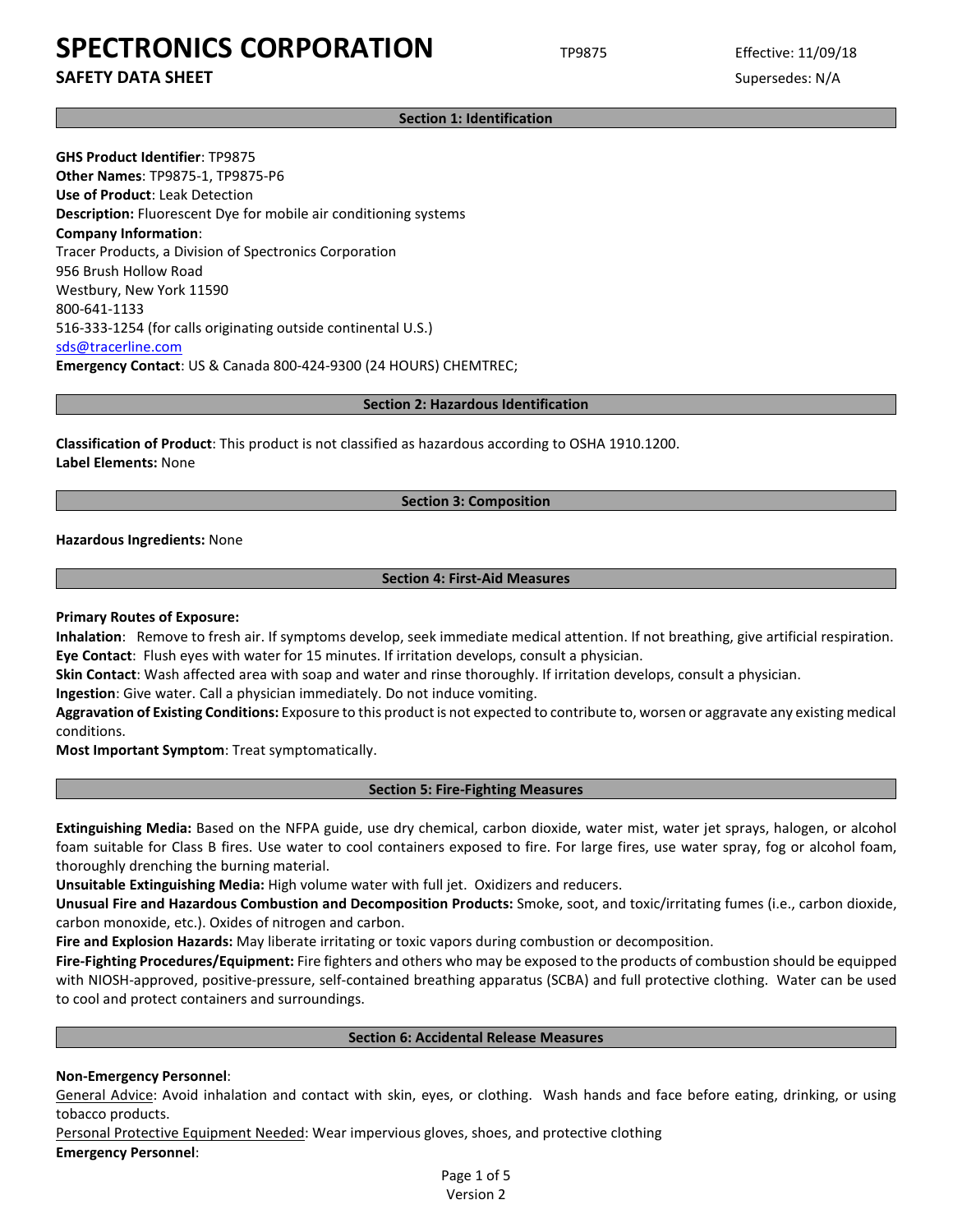# SPECTRONICS CORPORATION

**SAFETY DATA SHEET**

TP9875

Effective: 11/09/18

Supersedes: N/A

## Section 1: Identification

**GHS Product Identifier**: TP9875
**Other Names**: TP9875-1, TP9875-P6
**Use of Product**: Leak Detection
**Description:** Fluorescent Dye for mobile air conditioning systems
**Company Information**:
Tracer Products, a Division of Spectronics Corporation
956 Brush Hollow Road
Westbury, New York 11590
800-641-1133
516-333-1254 (for calls originating outside continental U.S.)
sds@tracerline.com
**Emergency Contact**: US & Canada 800-424-9300 (24 HOURS) CHEMTREC;

## Section 2: Hazardous Identification

**Classification of Product**: This product is not classified as hazardous according to OSHA 1910.1200.
**Label Elements:** None

## Section 3: Composition

**Hazardous Ingredients:** None

## Section 4: First-Aid Measures

**Primary Routes of Exposure:**
**Inhalation**: Remove to fresh air. If symptoms develop, seek immediate medical attention. If not breathing, give artificial respiration.
**Eye Contact**: Flush eyes with water for 15 minutes. If irritation develops, consult a physician.
**Skin Contact**: Wash affected area with soap and water and rinse thoroughly. If irritation develops, consult a physician.
**Ingestion**: Give water. Call a physician immediately. Do not induce vomiting.
**Aggravation of Existing Conditions:** Exposure to this product is not expected to contribute to, worsen or aggravate any existing medical conditions.
**Most Important Symptom**: Treat symptomatically.

## Section 5: Fire-Fighting Measures

**Extinguishing Media:** Based on the NFPA guide, use dry chemical, carbon dioxide, water mist, water jet sprays, halogen, or alcohol foam suitable for Class B fires. Use water to cool containers exposed to fire. For large fires, use water spray, fog or alcohol foam, thoroughly drenching the burning material.
**Unsuitable Extinguishing Media:** High volume water with full jet. Oxidizers and reducers.
**Unusual Fire and Hazardous Combustion and Decomposition Products:** Smoke, soot, and toxic/irritating fumes (i.e., carbon dioxide, carbon monoxide, etc.). Oxides of nitrogen and carbon.
**Fire and Explosion Hazards:** May liberate irritating or toxic vapors during combustion or decomposition.
**Fire-Fighting Procedures/Equipment:** Fire fighters and others who may be exposed to the products of combustion should be equipped with NIOSH-approved, positive-pressure, self-contained breathing apparatus (SCBA) and full protective clothing. Water can be used to cool and protect containers and surroundings.

## Section 6: Accidental Release Measures

**Non-Emergency Personnel**:
General Advice: Avoid inhalation and contact with skin, eyes, or clothing. Wash hands and face before eating, drinking, or using tobacco products.
Personal Protective Equipment Needed: Wear impervious gloves, shoes, and protective clothing
**Emergency Personnel**: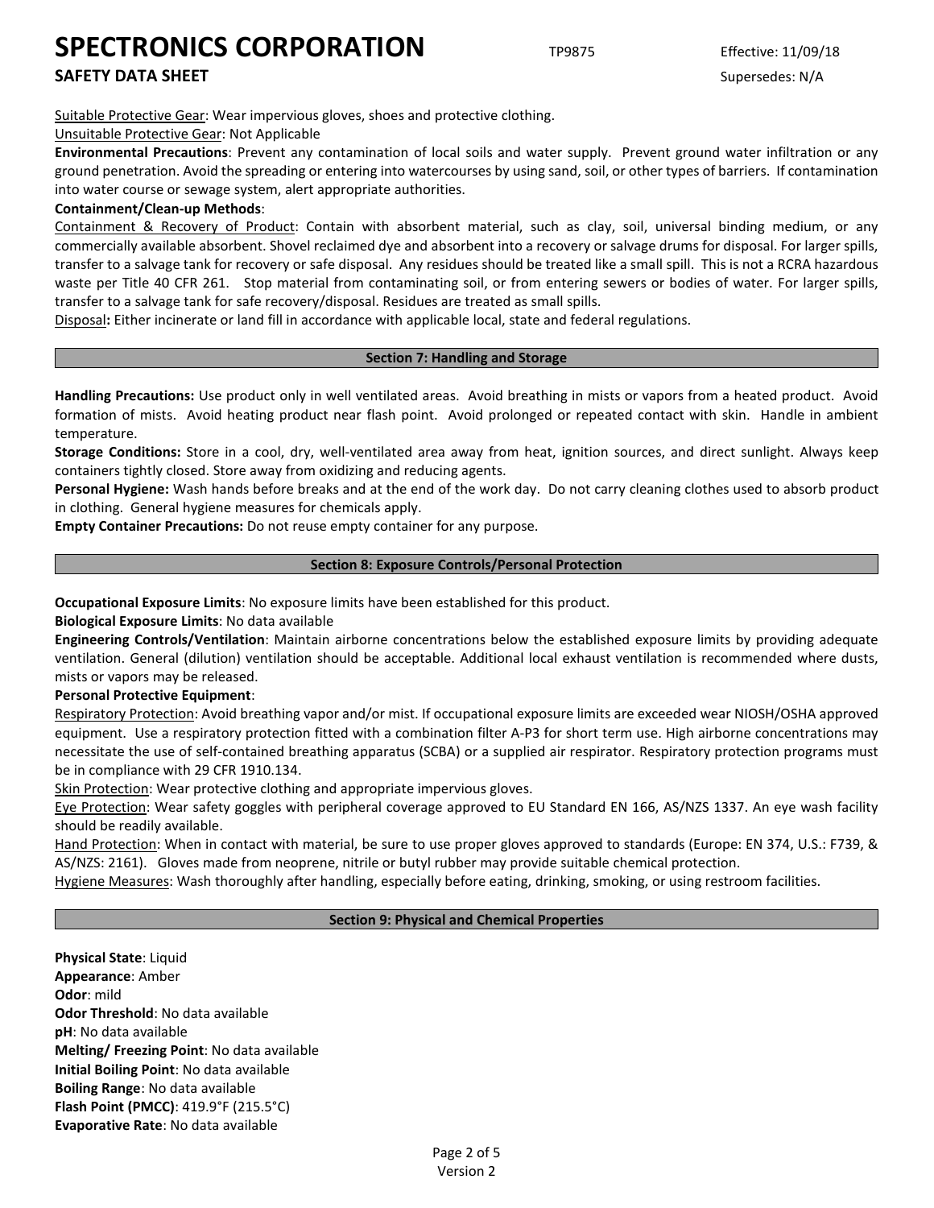Suitable Protective Gear: Wear impervious gloves, shoes and protective clothing.

Unsuitable Protective Gear: Not Applicable

**Environmental Precautions**: Prevent any contamination of local soils and water supply. Prevent ground water infiltration or any ground penetration. Avoid the spreading or entering into watercourses by using sand, soil, or other types of barriers. If contamination into water course or sewage system, alert appropriate authorities.

**Containment/Clean-up Methods**:

Containment & Recovery of Product: Contain with absorbent material, such as clay, soil, universal binding medium, or any commercially available absorbent. Shovel reclaimed dye and absorbent into a recovery or salvage drums for disposal. For larger spills, transfer to a salvage tank for recovery or safe disposal. Any residues should be treated like a small spill. This is not a RCRA hazardous waste per Title 40 CFR 261. Stop material from contaminating soil, or from entering sewers or bodies of water. For larger spills, transfer to a salvage tank for safe recovery/disposal. Residues are treated as small spills.

Disposal**:** Either incinerate or land fill in accordance with applicable local, state and federal regulations.

## Section 7: Handling and Storage

**Handling Precautions:** Use product only in well ventilated areas. Avoid breathing in mists or vapors from a heated product. Avoid formation of mists. Avoid heating product near flash point. Avoid prolonged or repeated contact with skin. Handle in ambient temperature.

**Storage Conditions:** Store in a cool, dry, well-ventilated area away from heat, ignition sources, and direct sunlight. Always keep containers tightly closed. Store away from oxidizing and reducing agents.

**Personal Hygiene:** Wash hands before breaks and at the end of the work day. Do not carry cleaning clothes used to absorb product in clothing. General hygiene measures for chemicals apply.

**Empty Container Precautions:** Do not reuse empty container for any purpose.

## Section 8: Exposure Controls/Personal Protection

**Occupational Exposure Limits**: No exposure limits have been established for this product.

**Biological Exposure Limits**: No data available

**Engineering Controls/Ventilation**: Maintain airborne concentrations below the established exposure limits by providing adequate ventilation. General (dilution) ventilation should be acceptable. Additional local exhaust ventilation is recommended where dusts, mists or vapors may be released.

**Personal Protective Equipment**:

Respiratory Protection: Avoid breathing vapor and/or mist. If occupational exposure limits are exceeded wear NIOSH/OSHA approved equipment. Use a respiratory protection fitted with a combination filter A-P3 for short term use. High airborne concentrations may necessitate the use of self-contained breathing apparatus (SCBA) or a supplied air respirator. Respiratory protection programs must be in compliance with 29 CFR 1910.134.

Skin Protection: Wear protective clothing and appropriate impervious gloves.

Eye Protection: Wear safety goggles with peripheral coverage approved to EU Standard EN 166, AS/NZS 1337. An eye wash facility should be readily available.

Hand Protection: When in contact with material, be sure to use proper gloves approved to standards (Europe: EN 374, U.S.: F739, & AS/NZS: 2161). Gloves made from neoprene, nitrile or butyl rubber may provide suitable chemical protection.

Hygiene Measures: Wash thoroughly after handling, especially before eating, drinking, smoking, or using restroom facilities.

## Section 9: Physical and Chemical Properties

**Physical State**: Liquid
**Appearance**: Amber
**Odor**: mild
**Odor Threshold**: No data available
**pH**: No data available
**Melting/ Freezing Point**: No data available
**Initial Boiling Point**: No data available
**Boiling Range**: No data available
**Flash Point (PMCC)**: 419.9°F (215.5°C)
**Evaporative Rate**: No data available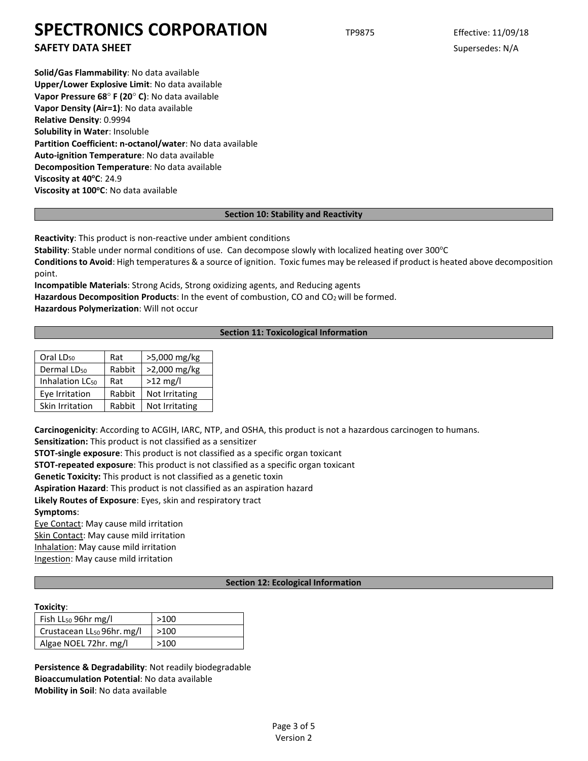**Solid/Gas Flammability**: No data available
**Upper/Lower Explosive Limit**: No data available
**Vapor Pressure 68° F (20° C)**: No data available
**Vapor Density (Air=1)**: No data available
**Relative Density**: 0.9994
**Solubility in Water**: Insoluble
**Partition Coefficient: n-octanol/water**: No data available
**Auto-ignition Temperature**: No data available
**Decomposition Temperature**: No data available
**Viscosity at 40°C**: 24.9
**Viscosity at 100°C**: No data available

## Section 10: Stability and Reactivity

**Reactivity**: This product is non-reactive under ambient conditions
**Stability**: Stable under normal conditions of use. Can decompose slowly with localized heating over 300°C
**Conditions to Avoid**: High temperatures & a source of ignition. Toxic fumes may be released if product is heated above decomposition point.
**Incompatible Materials**: Strong Acids, Strong oxidizing agents, and Reducing agents
**Hazardous Decomposition Products**: In the event of combustion, CO and $CO_2$ will be formed.
**Hazardous Polymerization**: Will not occur

## Section 11: Toxicological Information

| | | |
|---|---|---|
| Oral $LD_{50}$ | Rat | >5,000 mg/kg |
| Dermal $LD_{50}$ | Rabbit | >2,000 mg/kg |
| Inhalation $LC_{50}$ | Rat | >12 mg/l |
| Eye Irritation | Rabbit | Not Irritating |
| Skin Irritation | Rabbit | Not Irritating |

**Carcinogenicity**: According to ACGIH, IARC, NTP, and OSHA, this product is not a hazardous carcinogen to humans.
**Sensitization:** This product is not classified as a sensitizer
**STOT-single exposure**: This product is not classified as a specific organ toxicant
**STOT-repeated exposure**: This product is not classified as a specific organ toxicant
**Genetic Toxicity:** This product is not classified as a genetic toxin
**Aspiration Hazard**: This product is not classified as an aspiration hazard
**Likely Routes of Exposure**: Eyes, skin and respiratory tract
**Symptoms**:
Eye Contact: May cause mild irritation
Skin Contact: May cause mild irritation
Inhalation: May cause mild irritation
Ingestion: May cause mild irritation

## Section 12: Ecological Information

**Toxicity**:

| | |
|---|---|
| Fish $LL_{50}$ 96hr mg/l | >100 |
| Crustacean $LL_{50}$ 96hr. mg/l | >100 |
| Algae NOEL 72hr. mg/l | >100 |

**Persistence & Degradability**: Not readily biodegradable
**Bioaccumulation Potential**: No data available
**Mobility in Soil**: No data available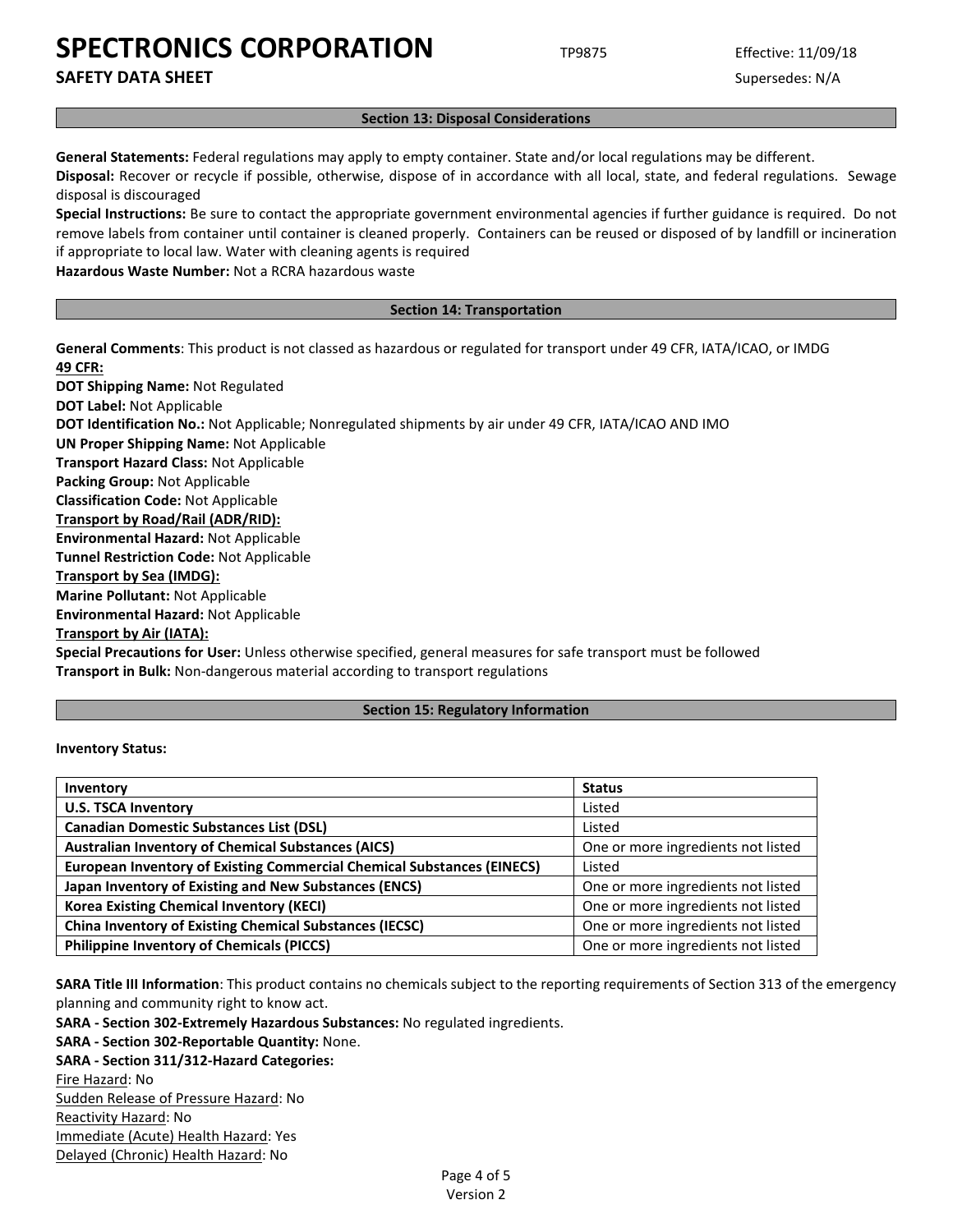## Section 13: Disposal Considerations

**General Statements:** Federal regulations may apply to empty container. State and/or local regulations may be different.

**Disposal:** Recover or recycle if possible, otherwise, dispose of in accordance with all local, state, and federal regulations. Sewage disposal is discouraged

**Special Instructions:** Be sure to contact the appropriate government environmental agencies if further guidance is required. Do not remove labels from container until container is cleaned properly. Containers can be reused or disposed of by landfill or incineration if appropriate to local law. Water with cleaning agents is required

**Hazardous Waste Number:** Not a RCRA hazardous waste

## Section 14: Transportation

**General Comments**: This product is not classed as hazardous or regulated for transport under 49 CFR, IATA/ICAO, or IMDG

**49 CFR:**

**DOT Shipping Name:** Not Regulated

**DOT Label:** Not Applicable

**DOT Identification No.:** Not Applicable; Nonregulated shipments by air under 49 CFR, IATA/ICAO AND IMO

**UN Proper Shipping Name:** Not Applicable

**Transport Hazard Class:** Not Applicable

**Packing Group:** Not Applicable

**Classification Code:** Not Applicable

**Transport by Road/Rail (ADR/RID):**

**Environmental Hazard:** Not Applicable

**Tunnel Restriction Code:** Not Applicable

**Transport by Sea (IMDG):**

**Marine Pollutant:** Not Applicable

**Environmental Hazard:** Not Applicable

**Transport by Air (IATA):**

**Special Precautions for User:** Unless otherwise specified, general measures for safe transport must be followed

**Transport in Bulk:** Non-dangerous material according to transport regulations

## Section 15: Regulatory Information

**Inventory Status:**

| Inventory | Status |
|---|---|
| **U.S. TSCA Inventory** | Listed |
| **Canadian Domestic Substances List (DSL)** | Listed |
| **Australian Inventory of Chemical Substances (AICS)** | One or more ingredients not listed |
| **European Inventory of Existing Commercial Chemical Substances (EINECS)** | Listed |
| **Japan Inventory of Existing and New Substances (ENCS)** | One or more ingredients not listed |
| **Korea Existing Chemical Inventory (KECI)** | One or more ingredients not listed |
| **China Inventory of Existing Chemical Substances (IECSC)** | One or more ingredients not listed |
| **Philippine Inventory of Chemicals (PICCS)** | One or more ingredients not listed |

**SARA Title III Information**: This product contains no chemicals subject to the reporting requirements of Section 313 of the emergency planning and community right to know act.

**SARA - Section 302-Extremely Hazardous Substances:** No regulated ingredients.

**SARA - Section 302-Reportable Quantity:** None.

**SARA - Section 311/312-Hazard Categories:**

Fire Hazard: No

Sudden Release of Pressure Hazard: No

Reactivity Hazard: No

Immediate (Acute) Health Hazard: Yes

Delayed (Chronic) Health Hazard: No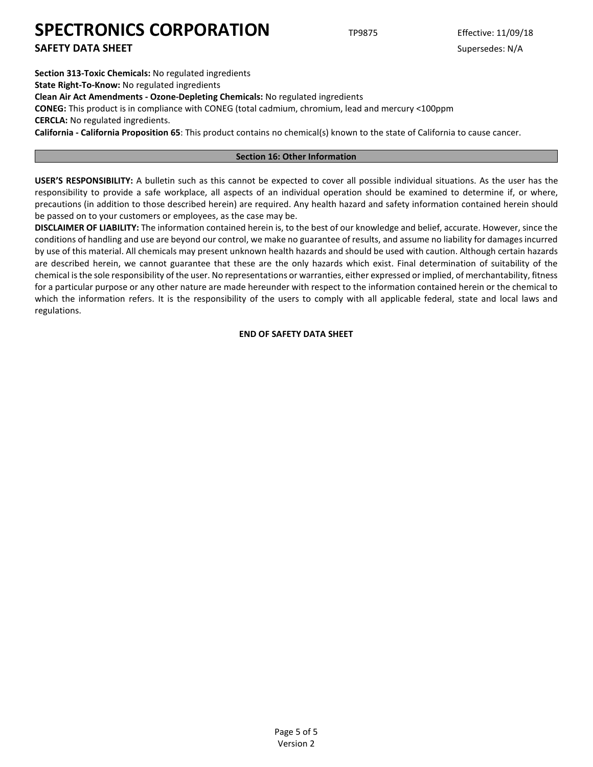**Section 313-Toxic Chemicals:** No regulated ingredients
**State Right-To-Know:** No regulated ingredients
**Clean Air Act Amendments - Ozone-Depleting Chemicals:** No regulated ingredients
**CONEG:** This product is in compliance with CONEG (total cadmium, chromium, lead and mercury <100ppm
**CERCLA:** No regulated ingredients.
**California - California Proposition 65**: This product contains no chemical(s) known to the state of California to cause cancer.

## Section 16: Other Information

**USER'S RESPONSIBILITY:** A bulletin such as this cannot be expected to cover all possible individual situations. As the user has the responsibility to provide a safe workplace, all aspects of an individual operation should be examined to determine if, or where, precautions (in addition to those described herein) are required. Any health hazard and safety information contained herein should be passed on to your customers or employees, as the case may be.
**DISCLAIMER OF LIABILITY:** The information contained herein is, to the best of our knowledge and belief, accurate. However, since the conditions of handling and use are beyond our control, we make no guarantee of results, and assume no liability for damages incurred by use of this material. All chemicals may present unknown health hazards and should be used with caution. Although certain hazards are described herein, we cannot guarantee that these are the only hazards which exist. Final determination of suitability of the chemical is the sole responsibility of the user. No representations or warranties, either expressed or implied, of merchantability, fitness for a particular purpose or any other nature are made hereunder with respect to the information contained herein or the chemical to which the information refers. It is the responsibility of the users to comply with all applicable federal, state and local laws and regulations.

**END OF SAFETY DATA SHEET**